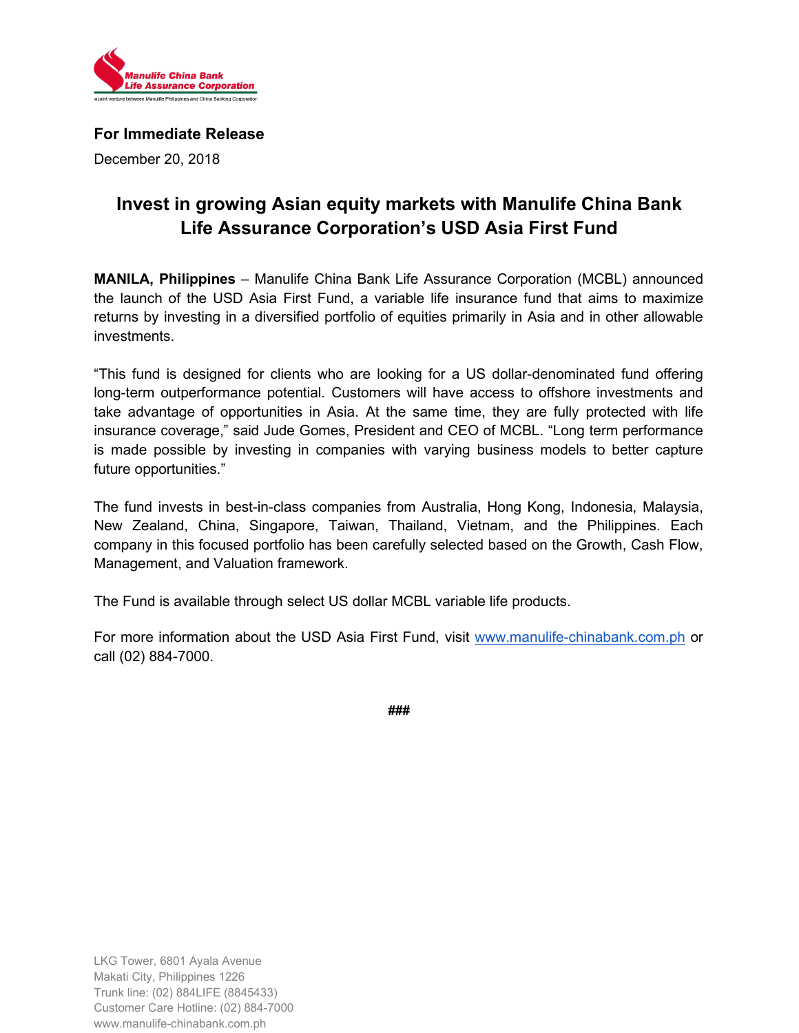Manulife China Bank
Life Assurance Corporation
a joint venture between Manulife Philippines and China Banking Corporation

**For Immediate Release**

December 20, 2018

# Invest in growing Asian equity markets with Manulife China Bank Life Assurance Corporation's USD Asia First Fund

**MANILA, Philippines** – Manulife China Bank Life Assurance Corporation (MCBL) announced the launch of the USD Asia First Fund, a variable life insurance fund that aims to maximize returns by investing in a diversified portfolio of equities primarily in Asia and in other allowable investments.

"This fund is designed for clients who are looking for a US dollar-denominated fund offering long-term outperformance potential. Customers will have access to offshore investments and take advantage of opportunities in Asia. At the same time, they are fully protected with life insurance coverage," said Jude Gomes, President and CEO of MCBL. "Long term performance is made possible by investing in companies with varying business models to better capture future opportunities."

The fund invests in best-in-class companies from Australia, Hong Kong, Indonesia, Malaysia, New Zealand, China, Singapore, Taiwan, Thailand, Vietnam, and the Philippines. Each company in this focused portfolio has been carefully selected based on the Growth, Cash Flow, Management, and Valuation framework.

The Fund is available through select US dollar MCBL variable life products.

For more information about the USD Asia First Fund, visit www.manulife-chinabank.com.ph or call (02) 884-7000.

###

LKG Tower, 6801 Ayala Avenue
Makati City, Philippines 1226
Trunk line: (02) 884LIFE (8845433)
Customer Care Hotline: (02) 884-7000
www.manulife-chinabank.com.ph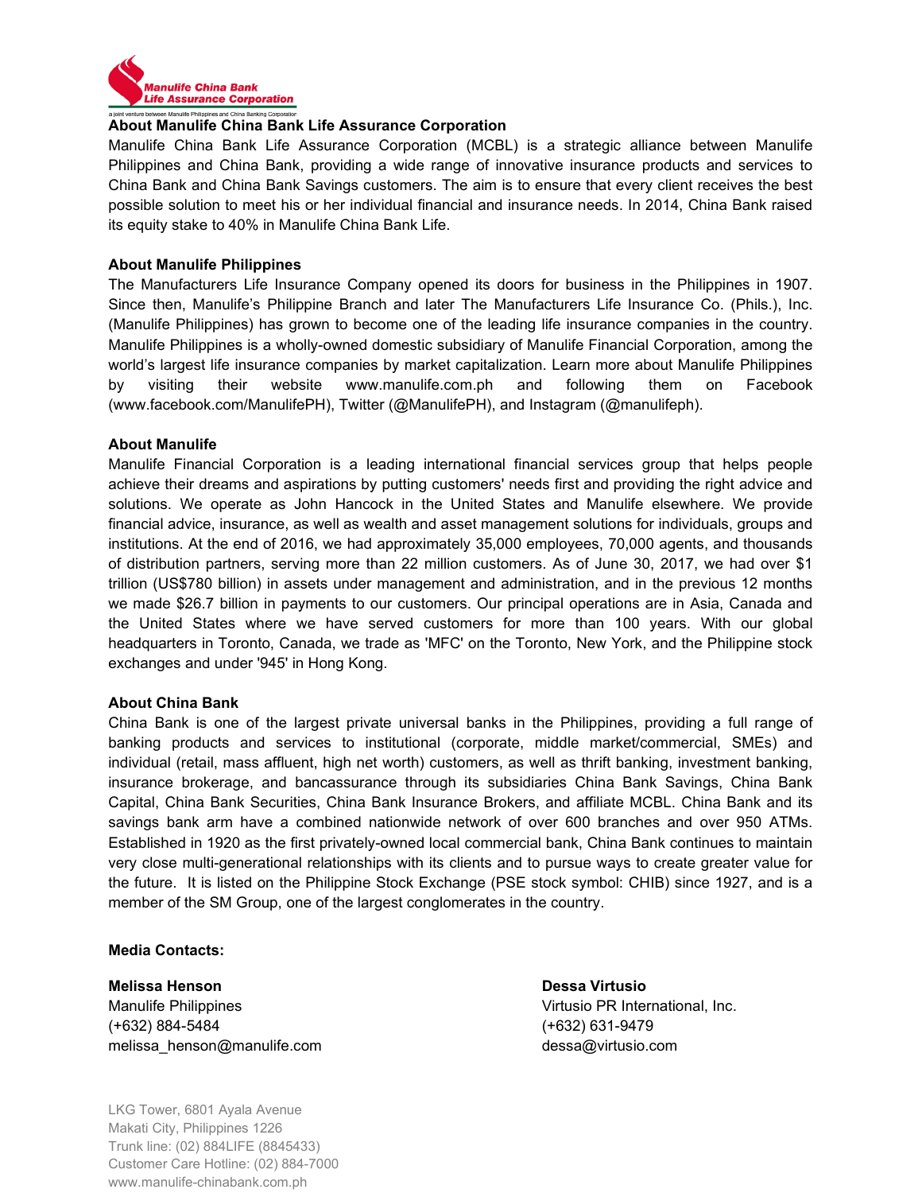## About Manulife China Bank Life Assurance Corporation

Manulife China Bank Life Assurance Corporation (MCBL) is a strategic alliance between Manulife Philippines and China Bank, providing a wide range of innovative insurance products and services to China Bank and China Bank Savings customers. The aim is to ensure that every client receives the best possible solution to meet his or her individual financial and insurance needs. In 2014, China Bank raised its equity stake to 40% in Manulife China Bank Life.

## About Manulife Philippines

The Manufacturers Life Insurance Company opened its doors for business in the Philippines in 1907. Since then, Manulife's Philippine Branch and later The Manufacturers Life Insurance Co. (Phils.), Inc. (Manulife Philippines) has grown to become one of the leading life insurance companies in the country. Manulife Philippines is a wholly-owned domestic subsidiary of Manulife Financial Corporation, among the world's largest life insurance companies by market capitalization. Learn more about Manulife Philippines by visiting their website www.manulife.com.ph and following them on Facebook (www.facebook.com/ManulifePH), Twitter (@ManulifePH), and Instagram (@manulifeph).

## About Manulife

Manulife Financial Corporation is a leading international financial services group that helps people achieve their dreams and aspirations by putting customers' needs first and providing the right advice and solutions. We operate as John Hancock in the United States and Manulife elsewhere. We provide financial advice, insurance, as well as wealth and asset management solutions for individuals, groups and institutions. At the end of 2016, we had approximately 35,000 employees, 70,000 agents, and thousands of distribution partners, serving more than 22 million customers. As of June 30, 2017, we had over $1 trillion (US$780 billion) in assets under management and administration, and in the previous 12 months we made $26.7 billion in payments to our customers. Our principal operations are in Asia, Canada and the United States where we have served customers for more than 100 years. With our global headquarters in Toronto, Canada, we trade as 'MFC' on the Toronto, New York, and the Philippine stock exchanges and under '945' in Hong Kong.

## About China Bank

China Bank is one of the largest private universal banks in the Philippines, providing a full range of banking products and services to institutional (corporate, middle market/commercial, SMEs) and individual (retail, mass affluent, high net worth) customers, as well as thrift banking, investment banking, insurance brokerage, and bancassurance through its subsidiaries China Bank Savings, China Bank Capital, China Bank Securities, China Bank Insurance Brokers, and affiliate MCBL. China Bank and its savings bank arm have a combined nationwide network of over 600 branches and over 950 ATMs. Established in 1920 as the first privately-owned local commercial bank, China Bank continues to maintain very close multi-generational relationships with its clients and to pursue ways to create greater value for the future. It is listed on the Philippine Stock Exchange (PSE stock symbol: CHIB) since 1927, and is a member of the SM Group, one of the largest conglomerates in the country.

**Media Contacts:**

**Melissa Henson**
Manulife Philippines
(+632) 884-5484
melissa_henson@manulife.com

**Dessa Virtusio**
Virtusio PR International, Inc.
(+632) 631-9479
dessa@virtusio.com

LKG Tower, 6801 Ayala Avenue
Makati City, Philippines 1226
Trunk line: (02) 884LIFE (8845433)
Customer Care Hotline: (02) 884-7000
www.manulife-chinabank.com.ph